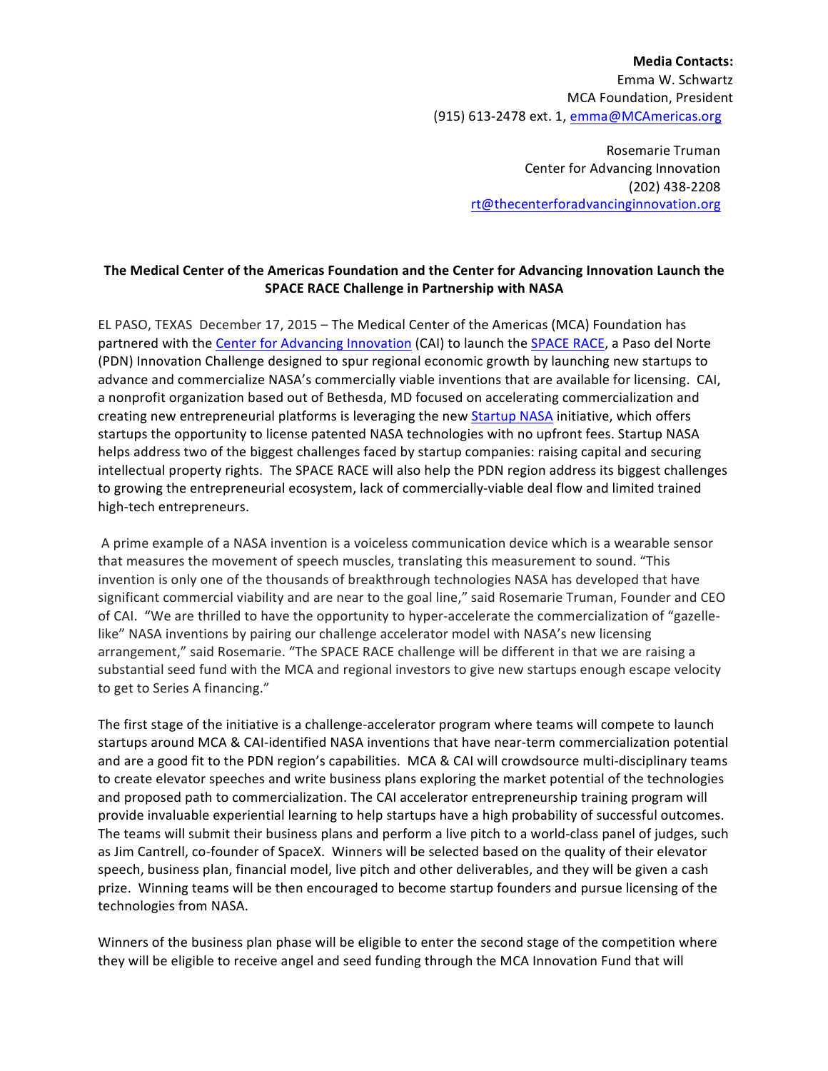**Media Contacts:**
Emma W. Schwartz
MCA Foundation, President
(915) 613-2478 ext. 1, emma@MCAmericas.org

Rosemarie Truman
Center for Advancing Innovation
(202) 438-2208
rt@thecenterforadvancinginnovation.org

**The Medical Center of the Americas Foundation and the Center for Advancing Innovation Launch the SPACE RACE Challenge in Partnership with NASA**

EL PASO, TEXAS December 17, 2015 – The Medical Center of the Americas (MCA) Foundation has partnered with the Center for Advancing Innovation (CAI) to launch the SPACE RACE, a Paso del Norte (PDN) Innovation Challenge designed to spur regional economic growth by launching new startups to advance and commercialize NASA's commercially viable inventions that are available for licensing. CAI, a nonprofit organization based out of Bethesda, MD focused on accelerating commercialization and creating new entrepreneurial platforms is leveraging the new Startup NASA initiative, which offers startups the opportunity to license patented NASA technologies with no upfront fees. Startup NASA helps address two of the biggest challenges faced by startup companies: raising capital and securing intellectual property rights. The SPACE RACE will also help the PDN region address its biggest challenges to growing the entrepreneurial ecosystem, lack of commercially-viable deal flow and limited trained high-tech entrepreneurs.

A prime example of a NASA invention is a voiceless communication device which is a wearable sensor that measures the movement of speech muscles, translating this measurement to sound. "This invention is only one of the thousands of breakthrough technologies NASA has developed that have significant commercial viability and are near to the goal line," said Rosemarie Truman, Founder and CEO of CAI. "We are thrilled to have the opportunity to hyper-accelerate the commercialization of "gazelle-like" NASA inventions by pairing our challenge accelerator model with NASA's new licensing arrangement," said Rosemarie. "The SPACE RACE challenge will be different in that we are raising a substantial seed fund with the MCA and regional investors to give new startups enough escape velocity to get to Series A financing."

The first stage of the initiative is a challenge-accelerator program where teams will compete to launch startups around MCA & CAI-identified NASA inventions that have near-term commercialization potential and are a good fit to the PDN region's capabilities. MCA & CAI will crowdsource multi-disciplinary teams to create elevator speeches and write business plans exploring the market potential of the technologies and proposed path to commercialization. The CAI accelerator entrepreneurship training program will provide invaluable experiential learning to help startups have a high probability of successful outcomes. The teams will submit their business plans and perform a live pitch to a world-class panel of judges, such as Jim Cantrell, co-founder of SpaceX. Winners will be selected based on the quality of their elevator speech, business plan, financial model, live pitch and other deliverables, and they will be given a cash prize. Winning teams will be then encouraged to become startup founders and pursue licensing of the technologies from NASA.

Winners of the business plan phase will be eligible to enter the second stage of the competition where they will be eligible to receive angel and seed funding through the MCA Innovation Fund that will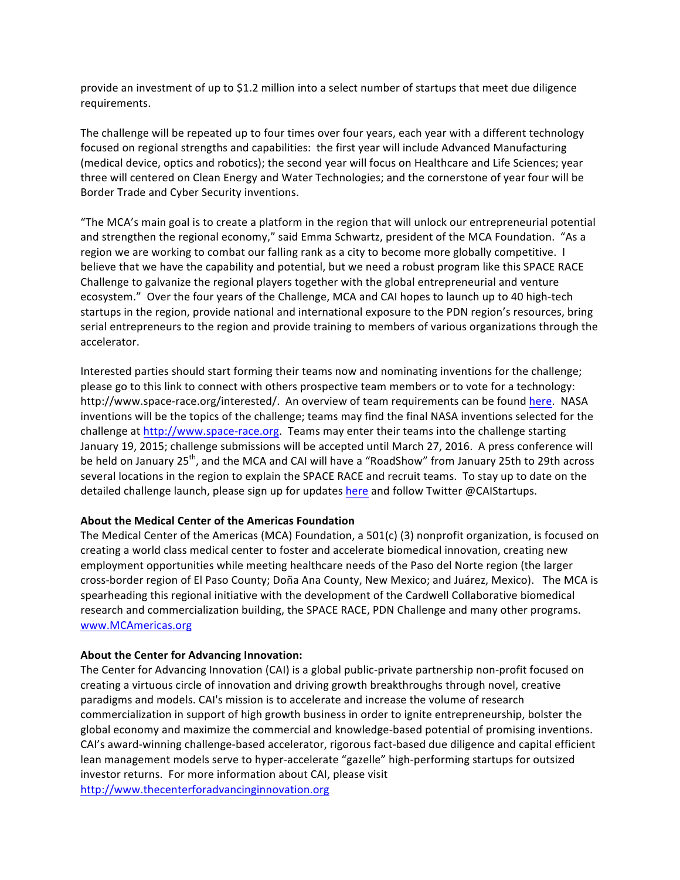provide an investment of up to $1.2 million into a select number of startups that meet due diligence requirements.

The challenge will be repeated up to four times over four years, each year with a different technology focused on regional strengths and capabilities: the first year will include Advanced Manufacturing (medical device, optics and robotics); the second year will focus on Healthcare and Life Sciences; year three will centered on Clean Energy and Water Technologies; and the cornerstone of year four will be Border Trade and Cyber Security inventions.

"The MCA's main goal is to create a platform in the region that will unlock our entrepreneurial potential and strengthen the regional economy," said Emma Schwartz, president of the MCA Foundation. "As a region we are working to combat our falling rank as a city to become more globally competitive. I believe that we have the capability and potential, but we need a robust program like this SPACE RACE Challenge to galvanize the regional players together with the global entrepreneurial and venture ecosystem." Over the four years of the Challenge, MCA and CAI hopes to launch up to 40 high-tech startups in the region, provide national and international exposure to the PDN region's resources, bring serial entrepreneurs to the region and provide training to members of various organizations through the accelerator.

Interested parties should start forming their teams now and nominating inventions for the challenge; please go to this link to connect with others prospective team members or to vote for a technology: http://www.space-race.org/interested/. An overview of team requirements can be found here. NASA inventions will be the topics of the challenge; teams may find the final NASA inventions selected for the challenge at http://www.space-race.org. Teams may enter their teams into the challenge starting January 19, 2015; challenge submissions will be accepted until March 27, 2016. A press conference will be held on January 25th, and the MCA and CAI will have a "RoadShow" from January 25th to 29th across several locations in the region to explain the SPACE RACE and recruit teams. To stay up to date on the detailed challenge launch, please sign up for updates here and follow Twitter @CAIStartups.

**About the Medical Center of the Americas Foundation**
The Medical Center of the Americas (MCA) Foundation, a 501(c) (3) nonprofit organization, is focused on creating a world class medical center to foster and accelerate biomedical innovation, creating new employment opportunities while meeting healthcare needs of the Paso del Norte region (the larger cross-border region of El Paso County; Doña Ana County, New Mexico; and Juárez, Mexico). The MCA is spearheading this regional initiative with the development of the Cardwell Collaborative biomedical research and commercialization building, the SPACE RACE, PDN Challenge and many other programs. www.MCAmericas.org

**About the Center for Advancing Innovation:**
The Center for Advancing Innovation (CAI) is a global public-private partnership non-profit focused on creating a virtuous circle of innovation and driving growth breakthroughs through novel, creative paradigms and models. CAI's mission is to accelerate and increase the volume of research commercialization in support of high growth business in order to ignite entrepreneurship, bolster the global economy and maximize the commercial and knowledge-based potential of promising inventions. CAI's award-winning challenge-based accelerator, rigorous fact-based due diligence and capital efficient lean management models serve to hyper-accelerate "gazelle" high-performing startups for outsized investor returns. For more information about CAI, please visit http://www.thecenterforadvancinginnovation.org